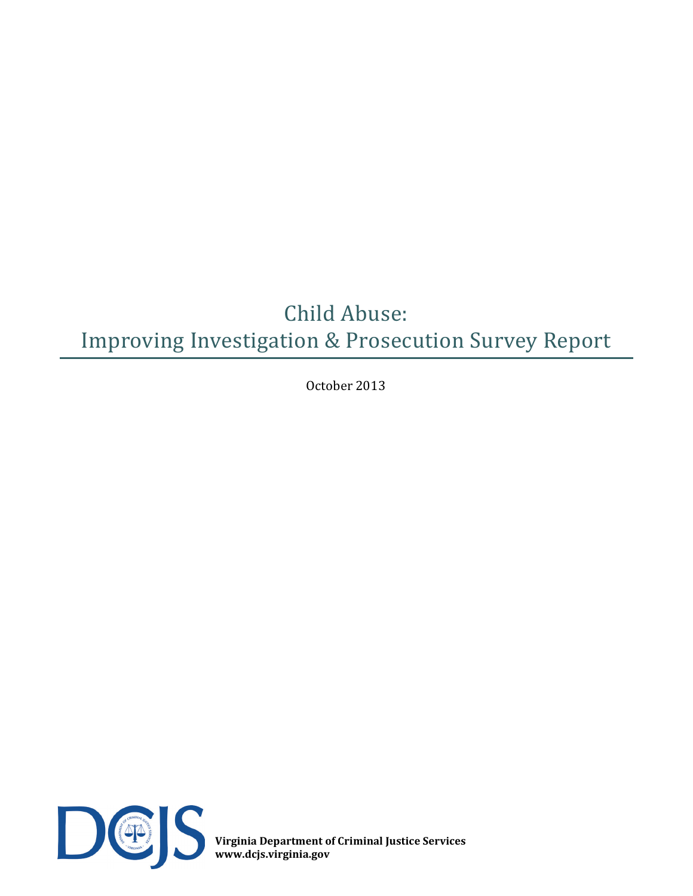# Child Abuse: Improving Investigation & Prosecution Survey Report

October 2013

**Virginia Department of Criminal Justice Services**
**www.dcjs.virginia.gov**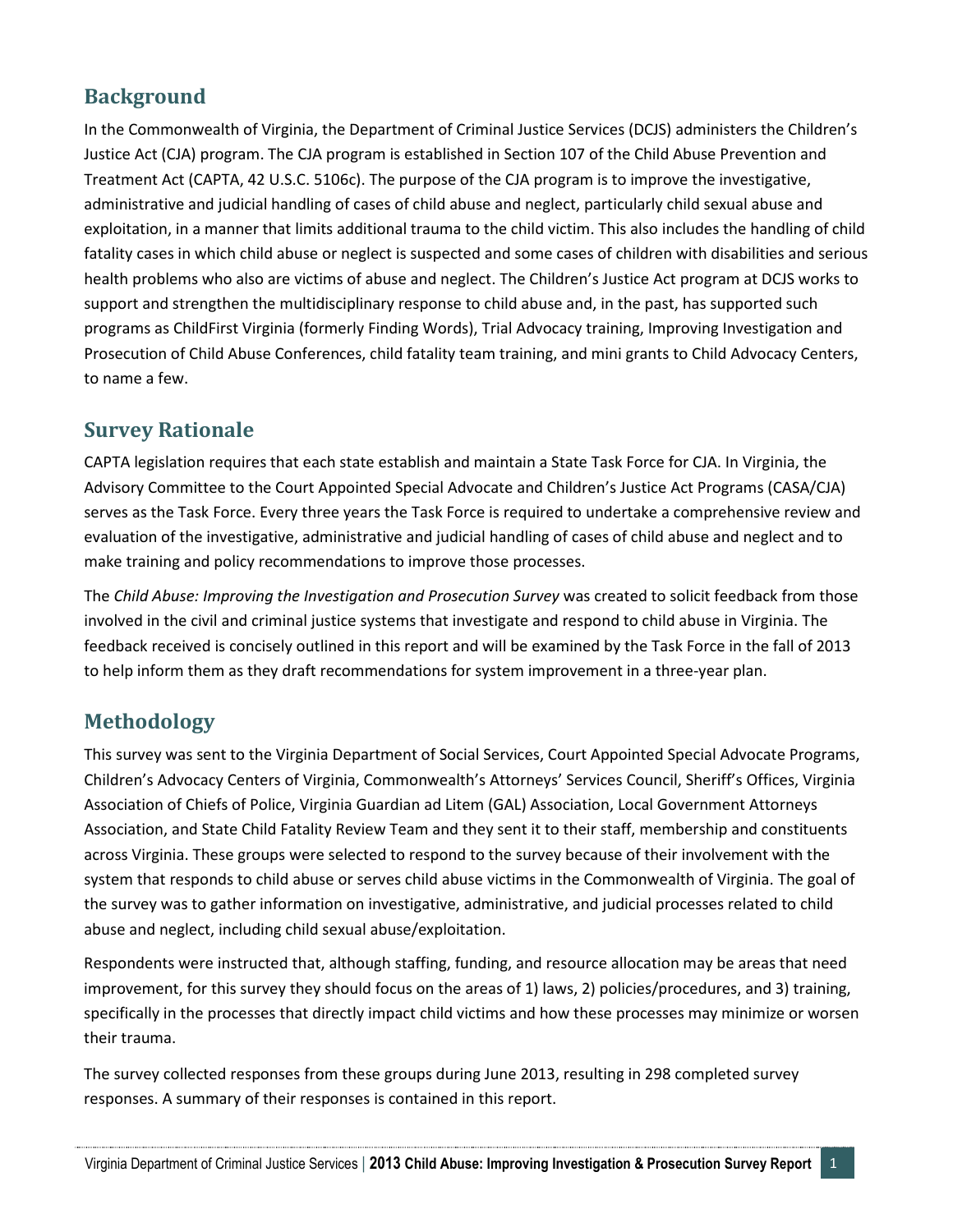## Background

In the Commonwealth of Virginia, the Department of Criminal Justice Services (DCJS) administers the Children's Justice Act (CJA) program. The CJA program is established in Section 107 of the Child Abuse Prevention and Treatment Act (CAPTA, 42 U.S.C. 5106c). The purpose of the CJA program is to improve the investigative, administrative and judicial handling of cases of child abuse and neglect, particularly child sexual abuse and exploitation, in a manner that limits additional trauma to the child victim. This also includes the handling of child fatality cases in which child abuse or neglect is suspected and some cases of children with disabilities and serious health problems who also are victims of abuse and neglect. The Children's Justice Act program at DCJS works to support and strengthen the multidisciplinary response to child abuse and, in the past, has supported such programs as ChildFirst Virginia (formerly Finding Words), Trial Advocacy training, Improving Investigation and Prosecution of Child Abuse Conferences, child fatality team training, and mini grants to Child Advocacy Centers, to name a few.

## Survey Rationale

CAPTA legislation requires that each state establish and maintain a State Task Force for CJA. In Virginia, the Advisory Committee to the Court Appointed Special Advocate and Children's Justice Act Programs (CASA/CJA) serves as the Task Force. Every three years the Task Force is required to undertake a comprehensive review and evaluation of the investigative, administrative and judicial handling of cases of child abuse and neglect and to make training and policy recommendations to improve those processes.

The *Child Abuse: Improving the Investigation and Prosecution Survey* was created to solicit feedback from those involved in the civil and criminal justice systems that investigate and respond to child abuse in Virginia. The feedback received is concisely outlined in this report and will be examined by the Task Force in the fall of 2013 to help inform them as they draft recommendations for system improvement in a three-year plan.

## Methodology

This survey was sent to the Virginia Department of Social Services, Court Appointed Special Advocate Programs, Children's Advocacy Centers of Virginia, Commonwealth's Attorneys' Services Council, Sheriff's Offices, Virginia Association of Chiefs of Police, Virginia Guardian ad Litem (GAL) Association, Local Government Attorneys Association, and State Child Fatality Review Team and they sent it to their staff, membership and constituents across Virginia. These groups were selected to respond to the survey because of their involvement with the system that responds to child abuse or serves child abuse victims in the Commonwealth of Virginia. The goal of the survey was to gather information on investigative, administrative, and judicial processes related to child abuse and neglect, including child sexual abuse/exploitation.

Respondents were instructed that, although staffing, funding, and resource allocation may be areas that need improvement, for this survey they should focus on the areas of 1) laws, 2) policies/procedures, and 3) training, specifically in the processes that directly impact child victims and how these processes may minimize or worsen their trauma.

The survey collected responses from these groups during June 2013, resulting in 298 completed survey responses. A summary of their responses is contained in this report.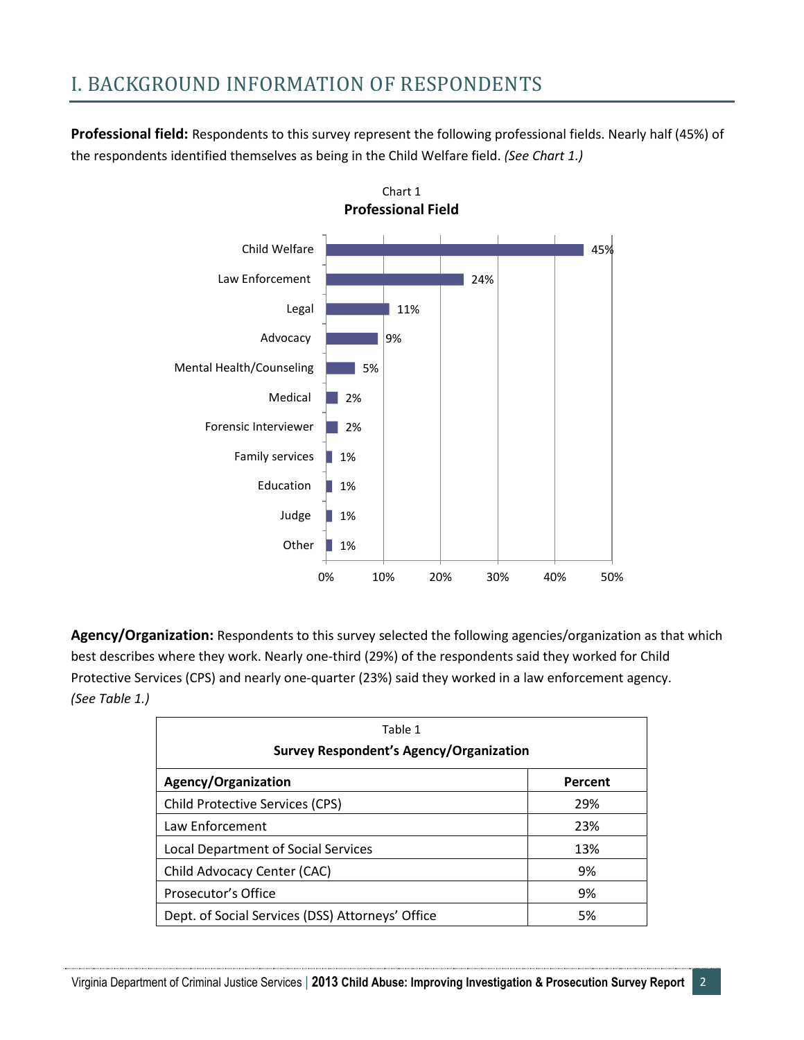# I. BACKGROUND INFORMATION OF RESPONDENTS

**Professional field:** Respondents to this survey represent the following professional fields. Nearly half (45%) of the respondents identified themselves as being in the Child Welfare field. *(See Chart 1.)*

Chart 1
**Professional Field**

| Professional Field | Percent |
|---|---|
| Child Welfare | 45% |
| Law Enforcement | 24% |
| Legal | 11% |
| Advocacy | 9% |
| Mental Health/Counseling | 5% |
| Medical | 2% |
| Forensic Interviewer | 2% |
| Family services | 1% |
| Education | 1% |
| Judge | 1% |
| Other | 1% |

**Agency/Organization:** Respondents to this survey selected the following agencies/organization as that which best describes where they work. Nearly one-third (29%) of the respondents said they worked for Child Protective Services (CPS) and nearly one-quarter (23%) said they worked in a law enforcement agency. *(See Table 1.)*

Table 1
**Survey Respondent's Agency/Organization**

| Agency/Organization | Percent |
|---|---|
| Child Protective Services (CPS) | 29% |
| Law Enforcement | 23% |
| Local Department of Social Services | 13% |
| Child Advocacy Center (CAC) | 9% |
| Prosecutor's Office | 9% |
| Dept. of Social Services (DSS) Attorneys' Office | 5% |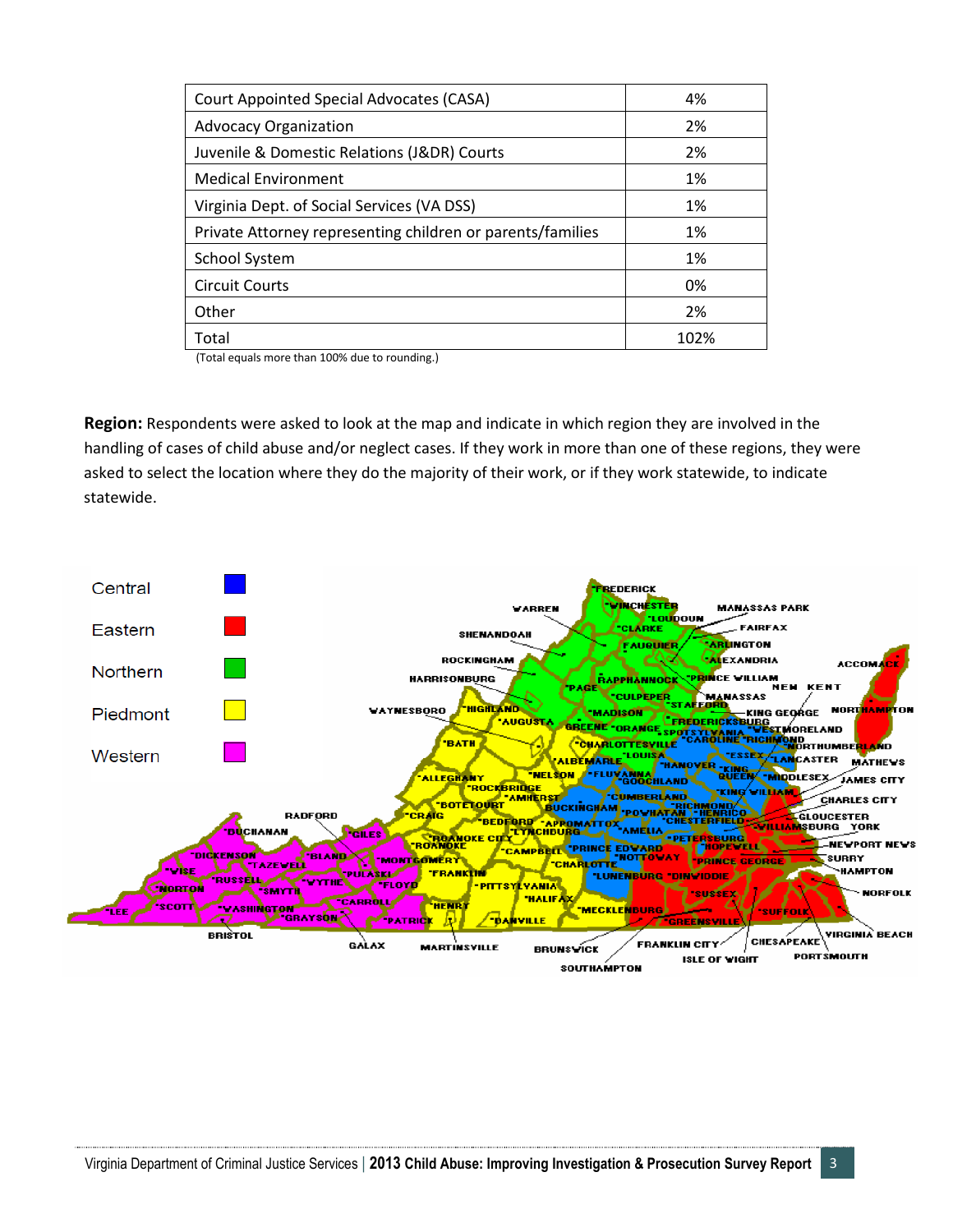| Court Appointed Special Advocates (CASA) | 4% |
| --- | --- |
| Advocacy Organization | 2% |
| Juvenile & Domestic Relations (J&DR) Courts | 2% |
| Medical Environment | 1% |
| Virginia Dept. of Social Services (VA DSS) | 1% |
| Private Attorney representing children or parents/families | 1% |
| School System | 1% |
| Circuit Courts | 0% |
| Other | 2% |
| Total | 102% |

(Total equals more than 100% due to rounding.)

**Region:** Respondents were asked to look at the map and indicate in which region they are involved in the handling of cases of child abuse and/or neglect cases. If they work in more than one of these regions, they were asked to select the location where they do the majority of their work, or if they work statewide, to indicate statewide.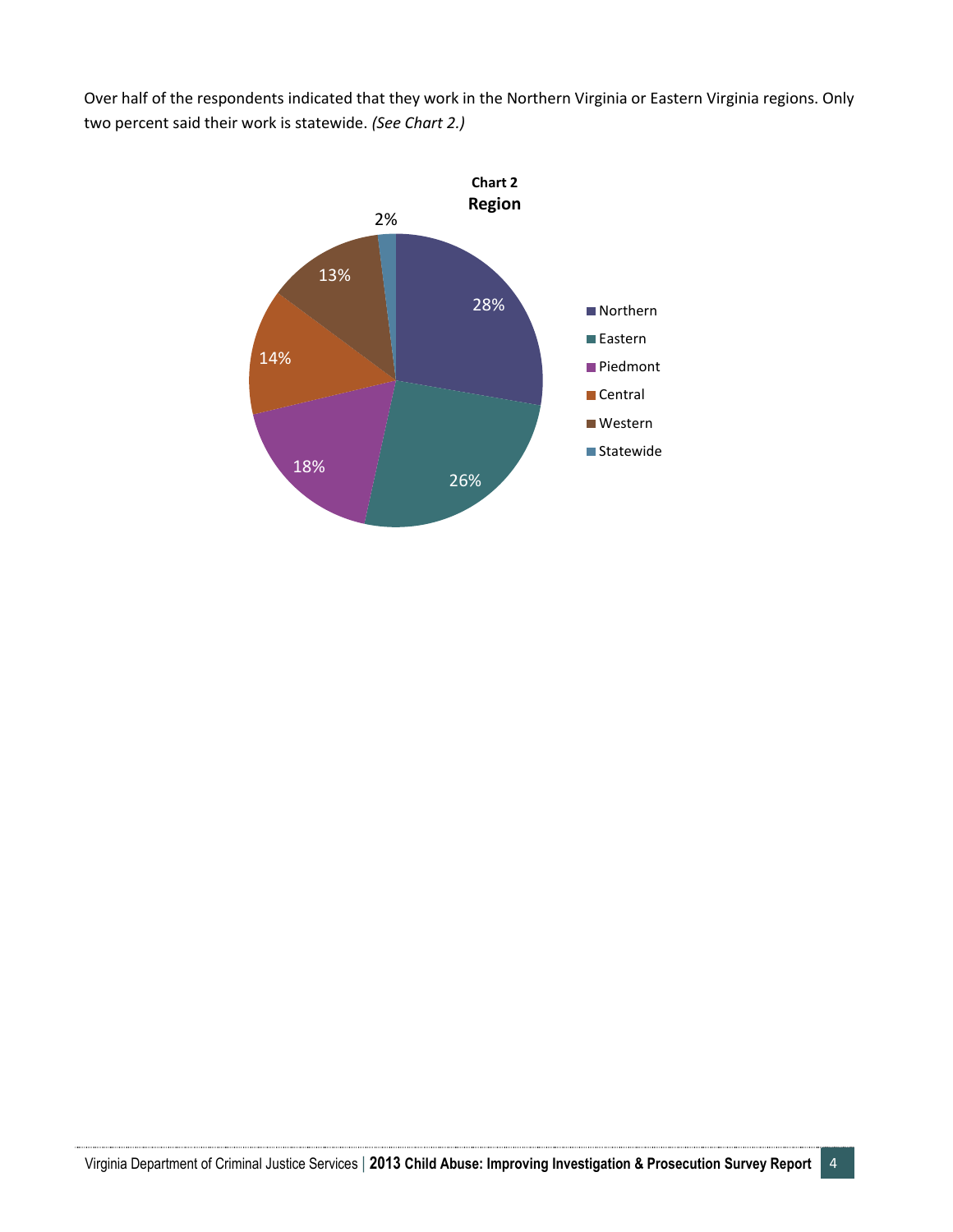Over half of the respondents indicated that they work in the Northern Virginia or Eastern Virginia regions. Only two percent said their work is statewide. *(See Chart 2.)*

**Chart 2**
**Region**

| Region | Percent |
|---|---|
| Northern | 28% |
| Eastern | 26% |
| Piedmont | 18% |
| Central | 14% |
| Western | 13% |
| Statewide | 2% |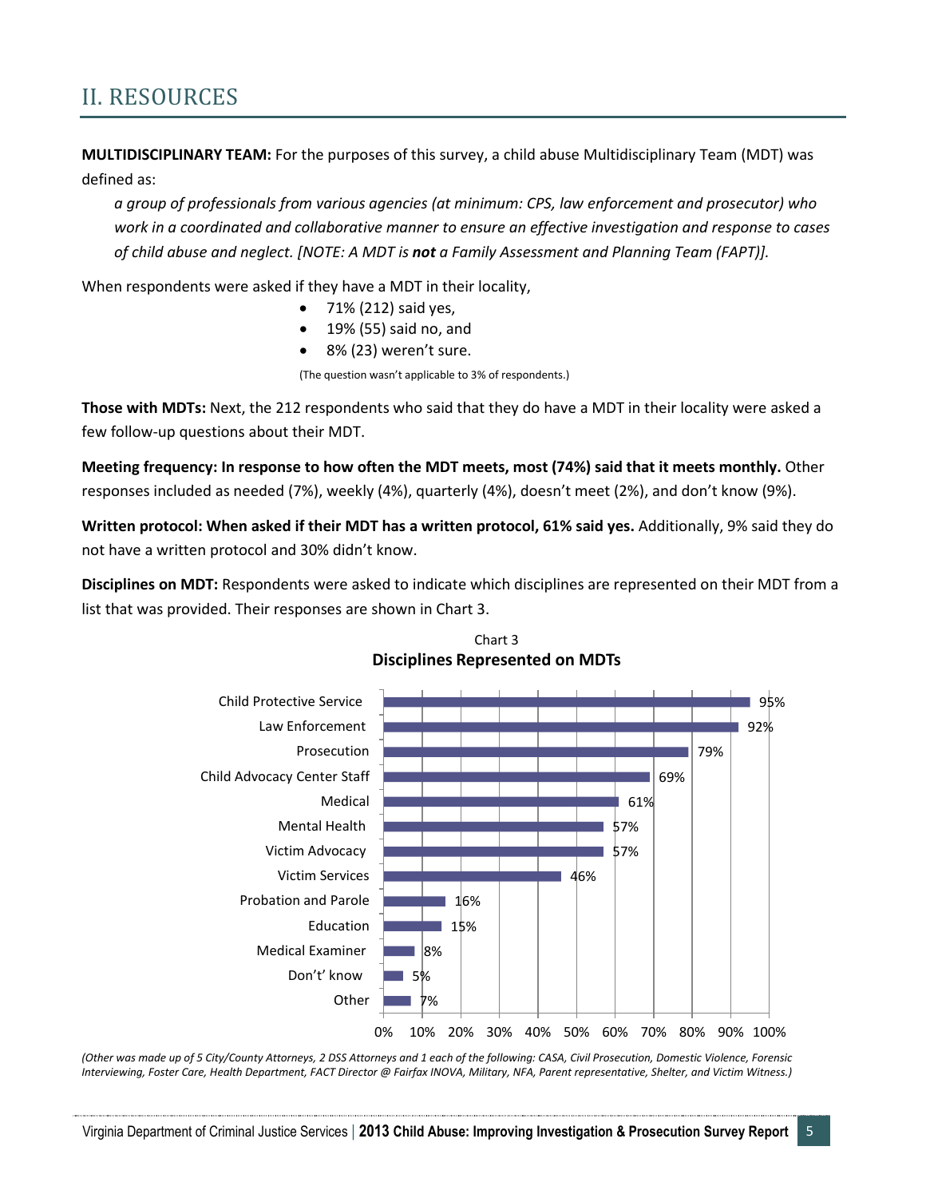## II. RESOURCES

**MULTIDISCIPLINARY TEAM:** For the purposes of this survey, a child abuse Multidisciplinary Team (MDT) was defined as:

*a group of professionals from various agencies (at minimum: CPS, law enforcement and prosecutor) who work in a coordinated and collaborative manner to ensure an effective investigation and response to cases of child abuse and neglect. [NOTE: A MDT is **not** a Family Assessment and Planning Team (FAPT)].*

When respondents were asked if they have a MDT in their locality,

- 71% (212) said yes,
- 19% (55) said no, and
- 8% (23) weren't sure.

(The question wasn't applicable to 3% of respondents.)

**Those with MDTs:** Next, the 212 respondents who said that they do have a MDT in their locality were asked a few follow-up questions about their MDT.

**Meeting frequency: In response to how often the MDT meets, most (74%) said that it meets monthly.** Other responses included as needed (7%), weekly (4%), quarterly (4%), doesn't meet (2%), and don't know (9%).

**Written protocol: When asked if their MDT has a written protocol, 61% said yes.** Additionally, 9% said they do not have a written protocol and 30% didn't know.

**Disciplines on MDT:** Respondents were asked to indicate which disciplines are represented on their MDT from a list that was provided. Their responses are shown in Chart 3.

Chart 3
**Disciplines Represented on MDTs**

| Discipline | Percent |
|---|---|
| Child Protective Service | 95% |
| Law Enforcement | 92% |
| Prosecution | 79% |
| Child Advocacy Center Staff | 69% |
| Medical | 61% |
| Mental Health | 57% |
| Victim Advocacy | 57% |
| Victim Services | 46% |
| Probation and Parole | 16% |
| Education | 15% |
| Medical Examiner | 8% |
| Don't' know | 5% |
| Other | 7% |

*(Other was made up of 5 City/County Attorneys, 2 DSS Attorneys and 1 each of the following: CASA, Civil Prosecution, Domestic Violence, Forensic Interviewing, Foster Care, Health Department, FACT Director @ Fairfax INOVA, Military, NFA, Parent representative, Shelter, and Victim Witness.)*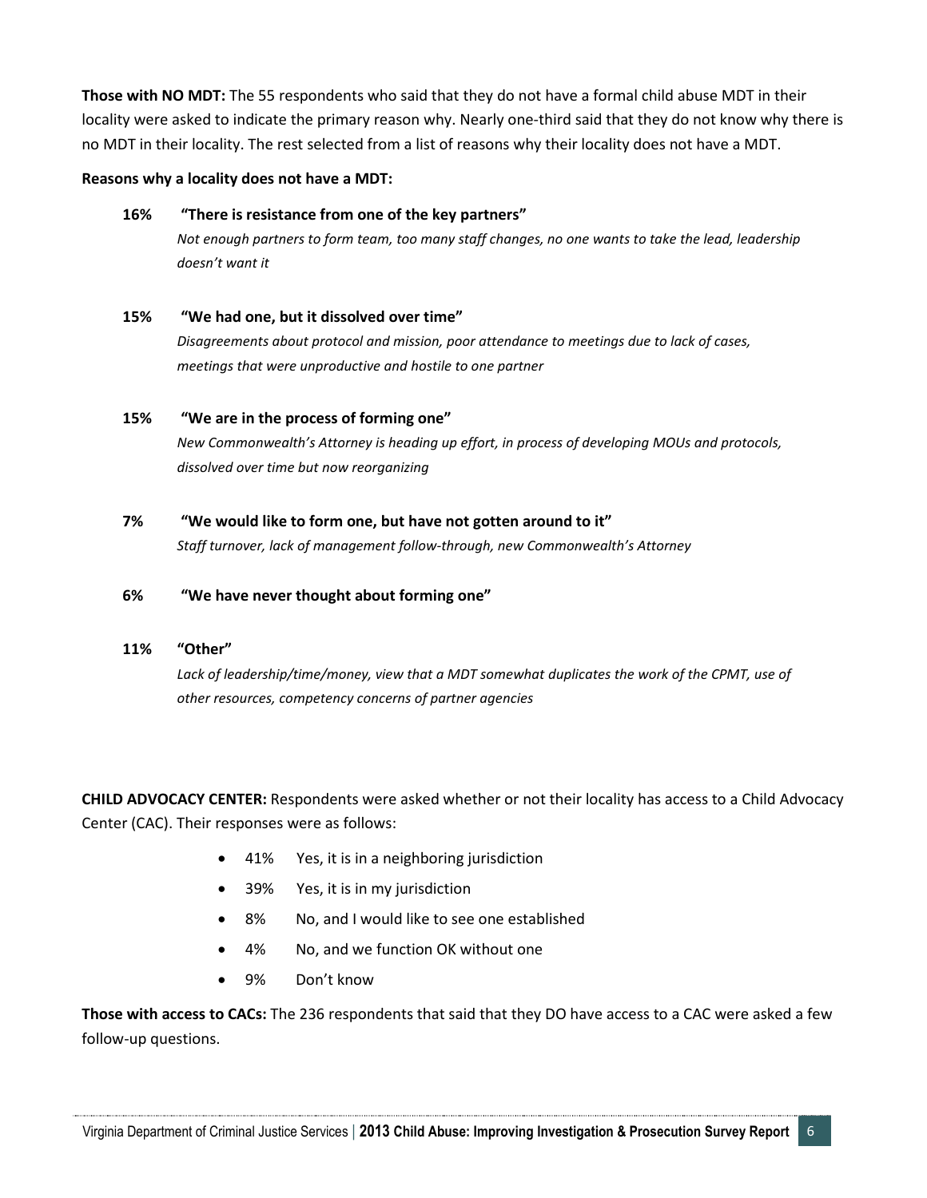**Those with NO MDT:** The 55 respondents who said that they do not have a formal child abuse MDT in their locality were asked to indicate the primary reason why. Nearly one-third said that they do not know why there is no MDT in their locality. The rest selected from a list of reasons why their locality does not have a MDT.

**Reasons why a locality does not have a MDT:**

**16% "There is resistance from one of the key partners"**
*Not enough partners to form team, too many staff changes, no one wants to take the lead, leadership doesn't want it*

**15% "We had one, but it dissolved over time"**
*Disagreements about protocol and mission, poor attendance to meetings due to lack of cases, meetings that were unproductive and hostile to one partner*

**15% "We are in the process of forming one"**
*New Commonwealth's Attorney is heading up effort, in process of developing MOUs and protocols, dissolved over time but now reorganizing*

**7% "We would like to form one, but have not gotten around to it"**
*Staff turnover, lack of management follow-through, new Commonwealth's Attorney*

**6% "We have never thought about forming one"**

**11% "Other"**
*Lack of leadership/time/money, view that a MDT somewhat duplicates the work of the CPMT, use of other resources, competency concerns of partner agencies*

**CHILD ADVOCACY CENTER:** Respondents were asked whether or not their locality has access to a Child Advocacy Center (CAC). Their responses were as follows:

- 41% Yes, it is in a neighboring jurisdiction
- 39% Yes, it is in my jurisdiction
- 8% No, and I would like to see one established
- 4% No, and we function OK without one
- 9% Don't know

**Those with access to CACs:** The 236 respondents that said that they DO have access to a CAC were asked a few follow-up questions.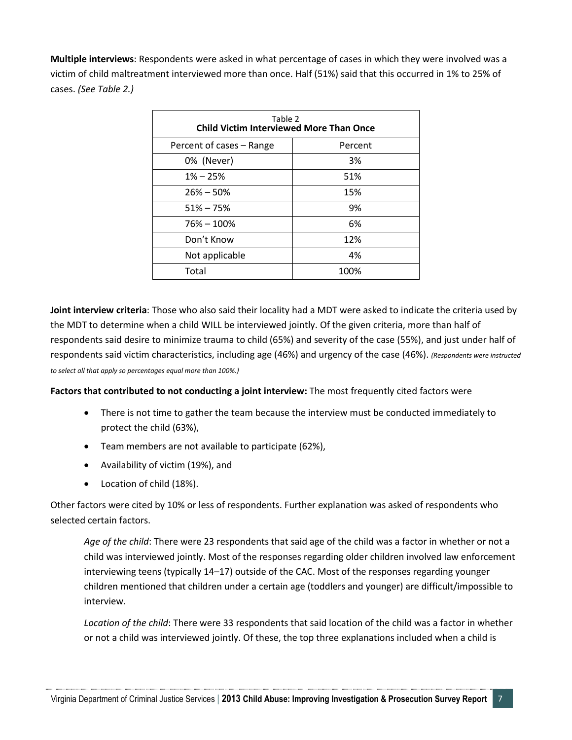**Multiple interviews**: Respondents were asked in what percentage of cases in which they were involved was a victim of child maltreatment interviewed more than once. Half (51%) said that this occurred in 1% to 25% of cases. *(See Table 2.)*

Table 2
**Child Victim Interviewed More Than Once**

| Percent of cases – Range | Percent |
|---|---|
| 0% (Never) | 3% |
| 1% – 25% | 51% |
| 26% – 50% | 15% |
| 51% – 75% | 9% |
| 76% – 100% | 6% |
| Don't Know | 12% |
| Not applicable | 4% |
| Total | 100% |

**Joint interview criteria**: Those who also said their locality had a MDT were asked to indicate the criteria used by the MDT to determine when a child WILL be interviewed jointly. Of the given criteria, more than half of respondents said desire to minimize trauma to child (65%) and severity of the case (55%), and just under half of respondents said victim characteristics, including age (46%) and urgency of the case (46%). *(Respondents were instructed to select all that apply so percentages equal more than 100%.)*

**Factors that contributed to not conducting a joint interview:** The most frequently cited factors were

- There is not time to gather the team because the interview must be conducted immediately to protect the child (63%),
- Team members are not available to participate (62%),
- Availability of victim (19%), and
- Location of child (18%).

Other factors were cited by 10% or less of respondents. Further explanation was asked of respondents who selected certain factors.

*Age of the child*: There were 23 respondents that said age of the child was a factor in whether or not a child was interviewed jointly. Most of the responses regarding older children involved law enforcement interviewing teens (typically 14–17) outside of the CAC. Most of the responses regarding younger children mentioned that children under a certain age (toddlers and younger) are difficult/impossible to interview.

*Location of the child*: There were 33 respondents that said location of the child was a factor in whether or not a child was interviewed jointly. Of these, the top three explanations included when a child is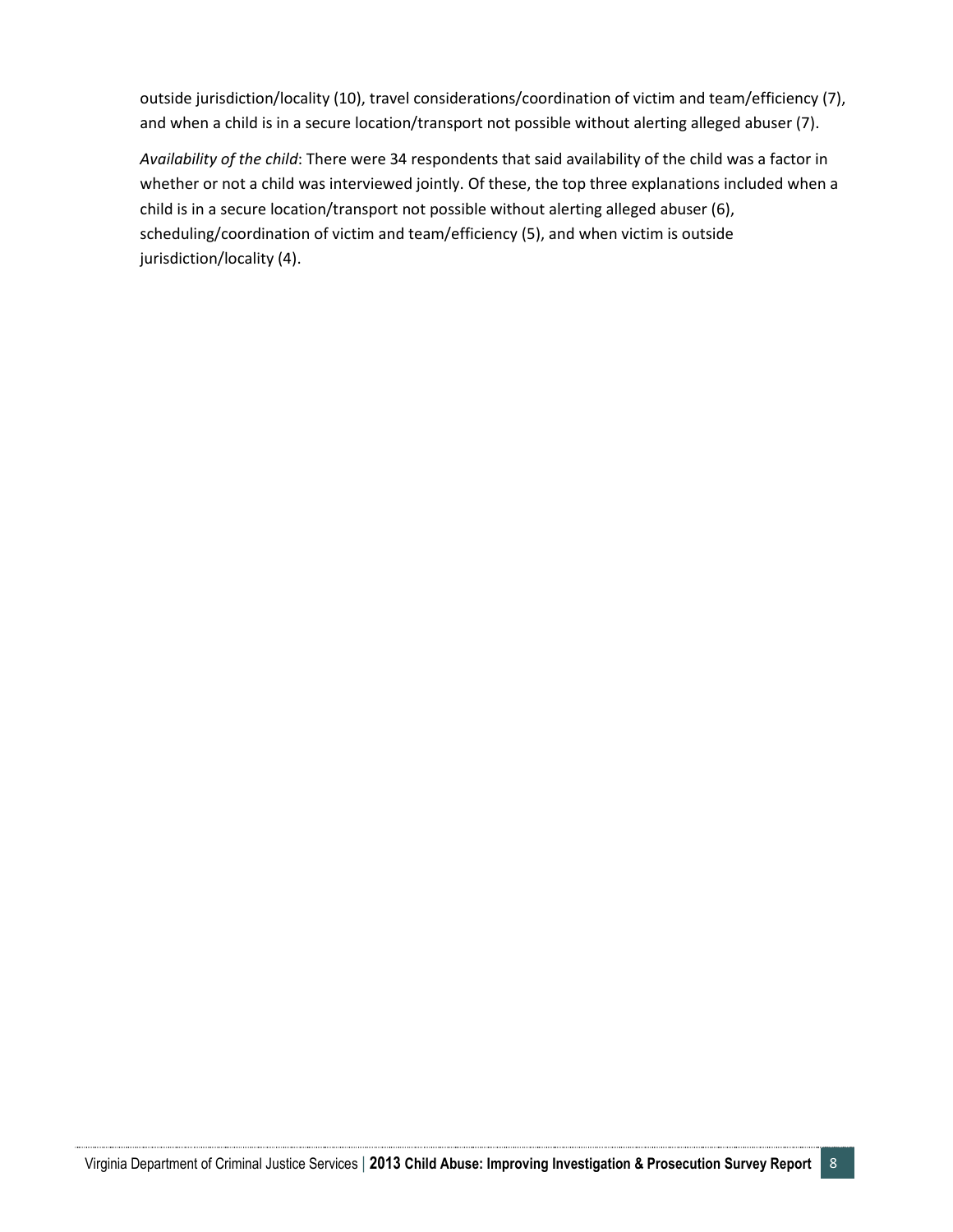outside jurisdiction/locality (10), travel considerations/coordination of victim and team/efficiency (7), and when a child is in a secure location/transport not possible without alerting alleged abuser (7).

*Availability of the child*: There were 34 respondents that said availability of the child was a factor in whether or not a child was interviewed jointly. Of these, the top three explanations included when a child is in a secure location/transport not possible without alerting alleged abuser (6), scheduling/coordination of victim and team/efficiency (5), and when victim is outside jurisdiction/locality (4).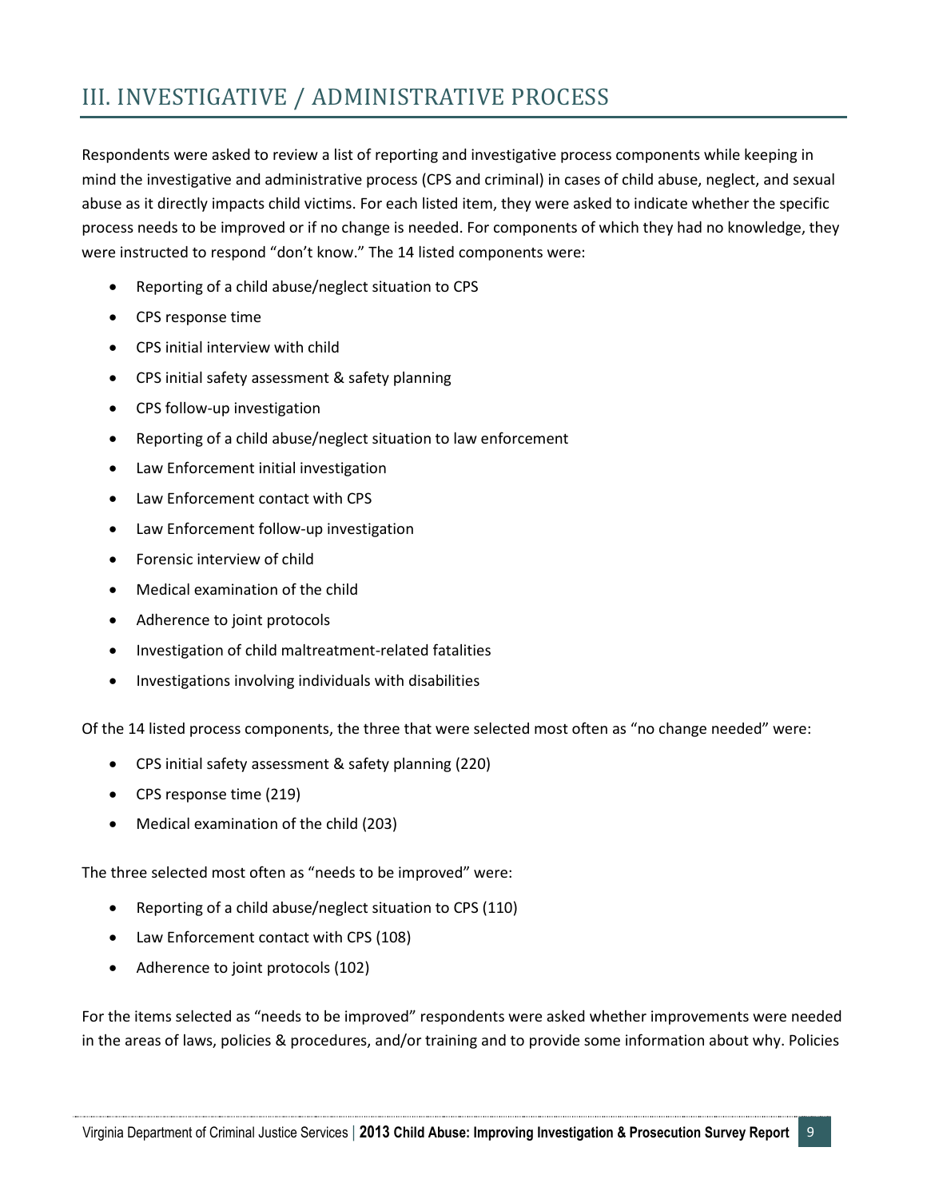## III. INVESTIGATIVE / ADMINISTRATIVE PROCESS

Respondents were asked to review a list of reporting and investigative process components while keeping in mind the investigative and administrative process (CPS and criminal) in cases of child abuse, neglect, and sexual abuse as it directly impacts child victims. For each listed item, they were asked to indicate whether the specific process needs to be improved or if no change is needed. For components of which they had no knowledge, they were instructed to respond "don't know." The 14 listed components were:

- Reporting of a child abuse/neglect situation to CPS
- CPS response time
- CPS initial interview with child
- CPS initial safety assessment & safety planning
- CPS follow-up investigation
- Reporting of a child abuse/neglect situation to law enforcement
- Law Enforcement initial investigation
- Law Enforcement contact with CPS
- Law Enforcement follow-up investigation
- Forensic interview of child
- Medical examination of the child
- Adherence to joint protocols
- Investigation of child maltreatment-related fatalities
- Investigations involving individuals with disabilities

Of the 14 listed process components, the three that were selected most often as "no change needed" were:

- CPS initial safety assessment & safety planning (220)
- CPS response time (219)
- Medical examination of the child (203)

The three selected most often as "needs to be improved" were:

- Reporting of a child abuse/neglect situation to CPS (110)
- Law Enforcement contact with CPS (108)
- Adherence to joint protocols (102)

For the items selected as "needs to be improved" respondents were asked whether improvements were needed in the areas of laws, policies & procedures, and/or training and to provide some information about why. Policies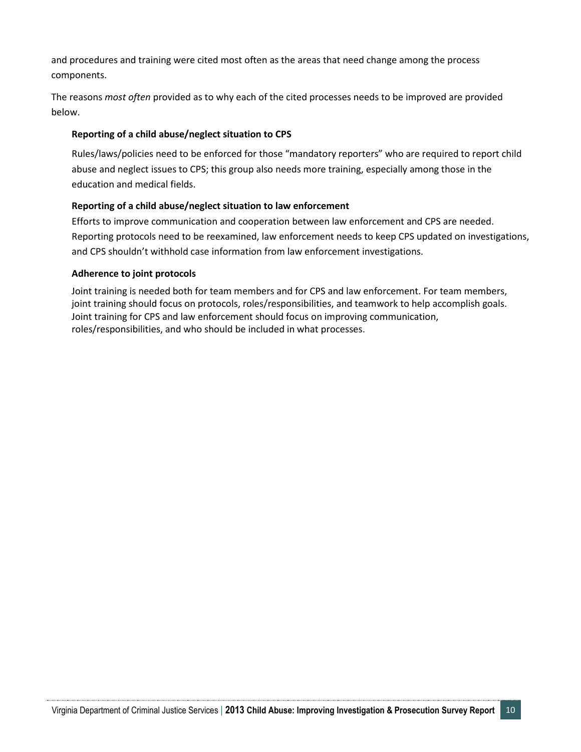and procedures and training were cited most often as the areas that need change among the process components.

The reasons *most often* provided as to why each of the cited processes needs to be improved are provided below.

**Reporting of a child abuse/neglect situation to CPS**

Rules/laws/policies need to be enforced for those "mandatory reporters" who are required to report child abuse and neglect issues to CPS; this group also needs more training, especially among those in the education and medical fields.

**Reporting of a child abuse/neglect situation to law enforcement**

Efforts to improve communication and cooperation between law enforcement and CPS are needed. Reporting protocols need to be reexamined, law enforcement needs to keep CPS updated on investigations, and CPS shouldn't withhold case information from law enforcement investigations.

**Adherence to joint protocols**

Joint training is needed both for team members and for CPS and law enforcement. For team members, joint training should focus on protocols, roles/responsibilities, and teamwork to help accomplish goals. Joint training for CPS and law enforcement should focus on improving communication, roles/responsibilities, and who should be included in what processes.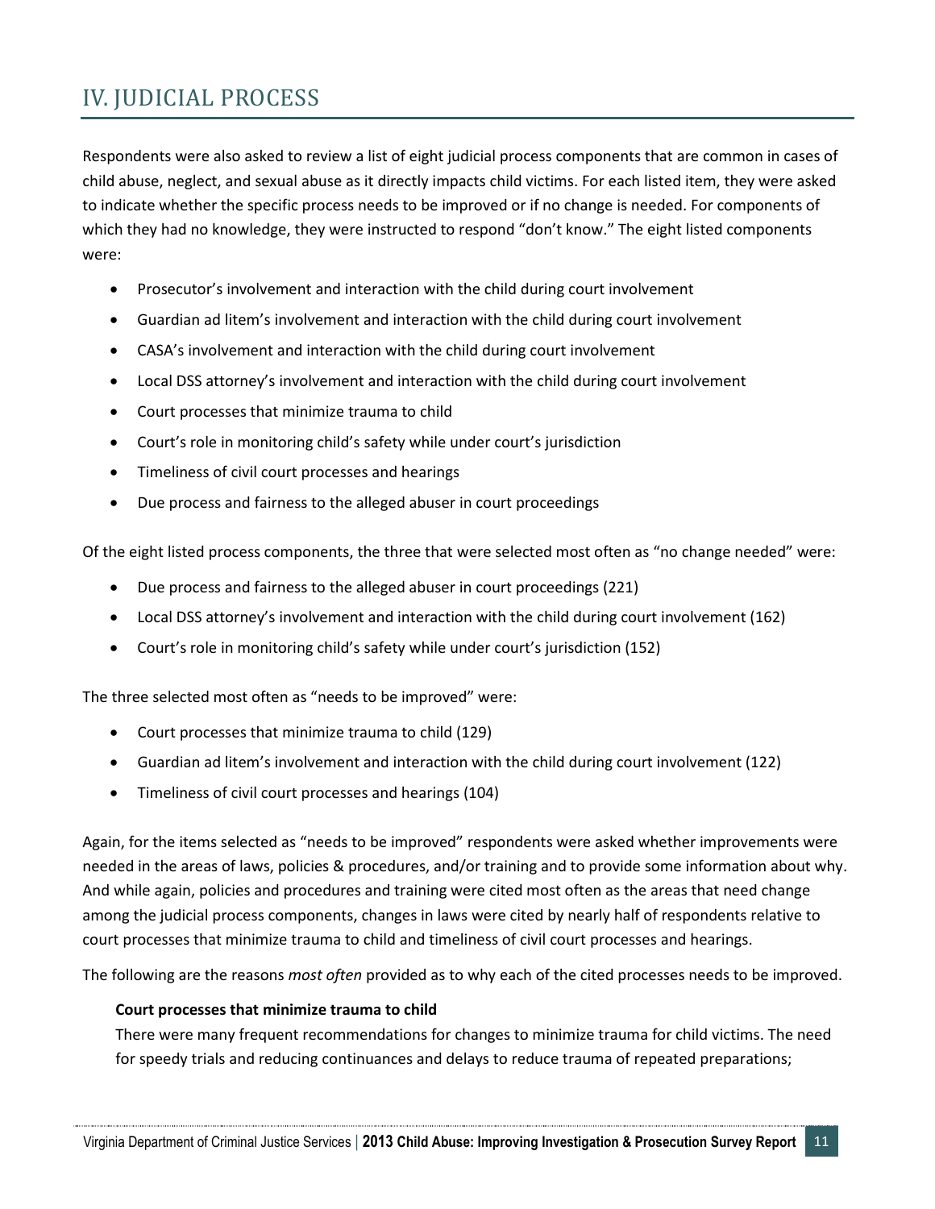## IV. JUDICIAL PROCESS

Respondents were also asked to review a list of eight judicial process components that are common in cases of child abuse, neglect, and sexual abuse as it directly impacts child victims. For each listed item, they were asked to indicate whether the specific process needs to be improved or if no change is needed. For components of which they had no knowledge, they were instructed to respond "don't know." The eight listed components were:

- Prosecutor's involvement and interaction with the child during court involvement
- Guardian ad litem's involvement and interaction with the child during court involvement
- CASA's involvement and interaction with the child during court involvement
- Local DSS attorney's involvement and interaction with the child during court involvement
- Court processes that minimize trauma to child
- Court's role in monitoring child's safety while under court's jurisdiction
- Timeliness of civil court processes and hearings
- Due process and fairness to the alleged abuser in court proceedings

Of the eight listed process components, the three that were selected most often as "no change needed" were:

- Due process and fairness to the alleged abuser in court proceedings (221)
- Local DSS attorney's involvement and interaction with the child during court involvement (162)
- Court's role in monitoring child's safety while under court's jurisdiction (152)

The three selected most often as "needs to be improved" were:

- Court processes that minimize trauma to child (129)
- Guardian ad litem's involvement and interaction with the child during court involvement (122)
- Timeliness of civil court processes and hearings (104)

Again, for the items selected as "needs to be improved" respondents were asked whether improvements were needed in the areas of laws, policies & procedures, and/or training and to provide some information about why. And while again, policies and procedures and training were cited most often as the areas that need change among the judicial process components, changes in laws were cited by nearly half of respondents relative to court processes that minimize trauma to child and timeliness of civil court processes and hearings.

The following are the reasons *most often* provided as to why each of the cited processes needs to be improved.

**Court processes that minimize trauma to child**

There were many frequent recommendations for changes to minimize trauma for child victims. The need for speedy trials and reducing continuances and delays to reduce trauma of repeated preparations;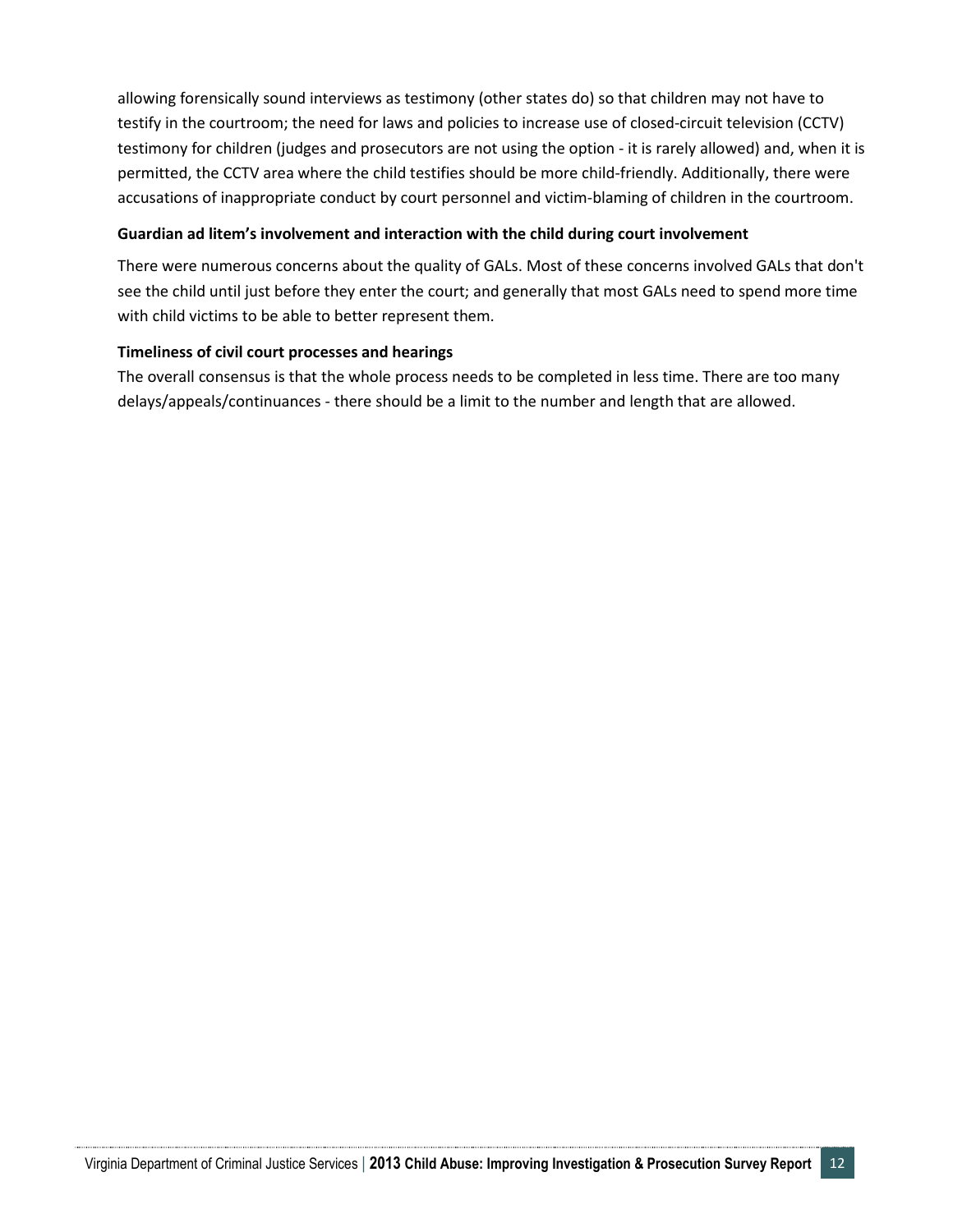allowing forensically sound interviews as testimony (other states do) so that children may not have to testify in the courtroom; the need for laws and policies to increase use of closed-circuit television (CCTV) testimony for children (judges and prosecutors are not using the option - it is rarely allowed) and, when it is permitted, the CCTV area where the child testifies should be more child-friendly. Additionally, there were accusations of inappropriate conduct by court personnel and victim-blaming of children in the courtroom.

**Guardian ad litem's involvement and interaction with the child during court involvement**

There were numerous concerns about the quality of GALs. Most of these concerns involved GALs that don't see the child until just before they enter the court; and generally that most GALs need to spend more time with child victims to be able to better represent them.

**Timeliness of civil court processes and hearings**

The overall consensus is that the whole process needs to be completed in less time. There are too many delays/appeals/continuances - there should be a limit to the number and length that are allowed.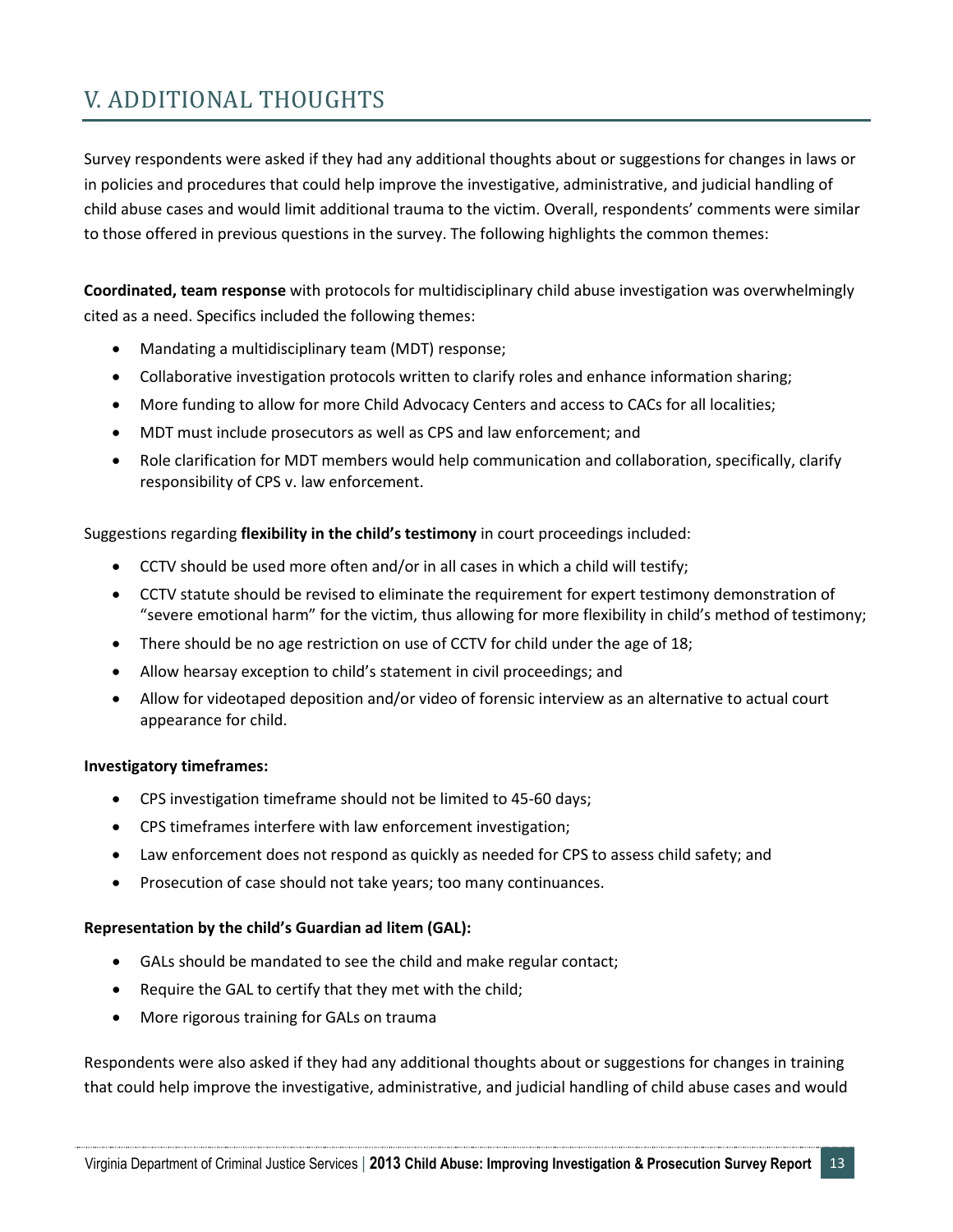# V. ADDITIONAL THOUGHTS

Survey respondents were asked if they had any additional thoughts about or suggestions for changes in laws or in policies and procedures that could help improve the investigative, administrative, and judicial handling of child abuse cases and would limit additional trauma to the victim. Overall, respondents' comments were similar to those offered in previous questions in the survey. The following highlights the common themes:

**Coordinated, team response** with protocols for multidisciplinary child abuse investigation was overwhelmingly cited as a need. Specifics included the following themes:

- Mandating a multidisciplinary team (MDT) response;
- Collaborative investigation protocols written to clarify roles and enhance information sharing;
- More funding to allow for more Child Advocacy Centers and access to CACs for all localities;
- MDT must include prosecutors as well as CPS and law enforcement; and
- Role clarification for MDT members would help communication and collaboration, specifically, clarify responsibility of CPS v. law enforcement.

Suggestions regarding **flexibility in the child's testimony** in court proceedings included:

- CCTV should be used more often and/or in all cases in which a child will testify;
- CCTV statute should be revised to eliminate the requirement for expert testimony demonstration of "severe emotional harm" for the victim, thus allowing for more flexibility in child's method of testimony;
- There should be no age restriction on use of CCTV for child under the age of 18;
- Allow hearsay exception to child's statement in civil proceedings; and
- Allow for videotaped deposition and/or video of forensic interview as an alternative to actual court appearance for child.

**Investigatory timeframes:**

- CPS investigation timeframe should not be limited to 45-60 days;
- CPS timeframes interfere with law enforcement investigation;
- Law enforcement does not respond as quickly as needed for CPS to assess child safety; and
- Prosecution of case should not take years; too many continuances.

**Representation by the child's Guardian ad litem (GAL):**

- GALs should be mandated to see the child and make regular contact;
- Require the GAL to certify that they met with the child;
- More rigorous training for GALs on trauma

Respondents were also asked if they had any additional thoughts about or suggestions for changes in training that could help improve the investigative, administrative, and judicial handling of child abuse cases and would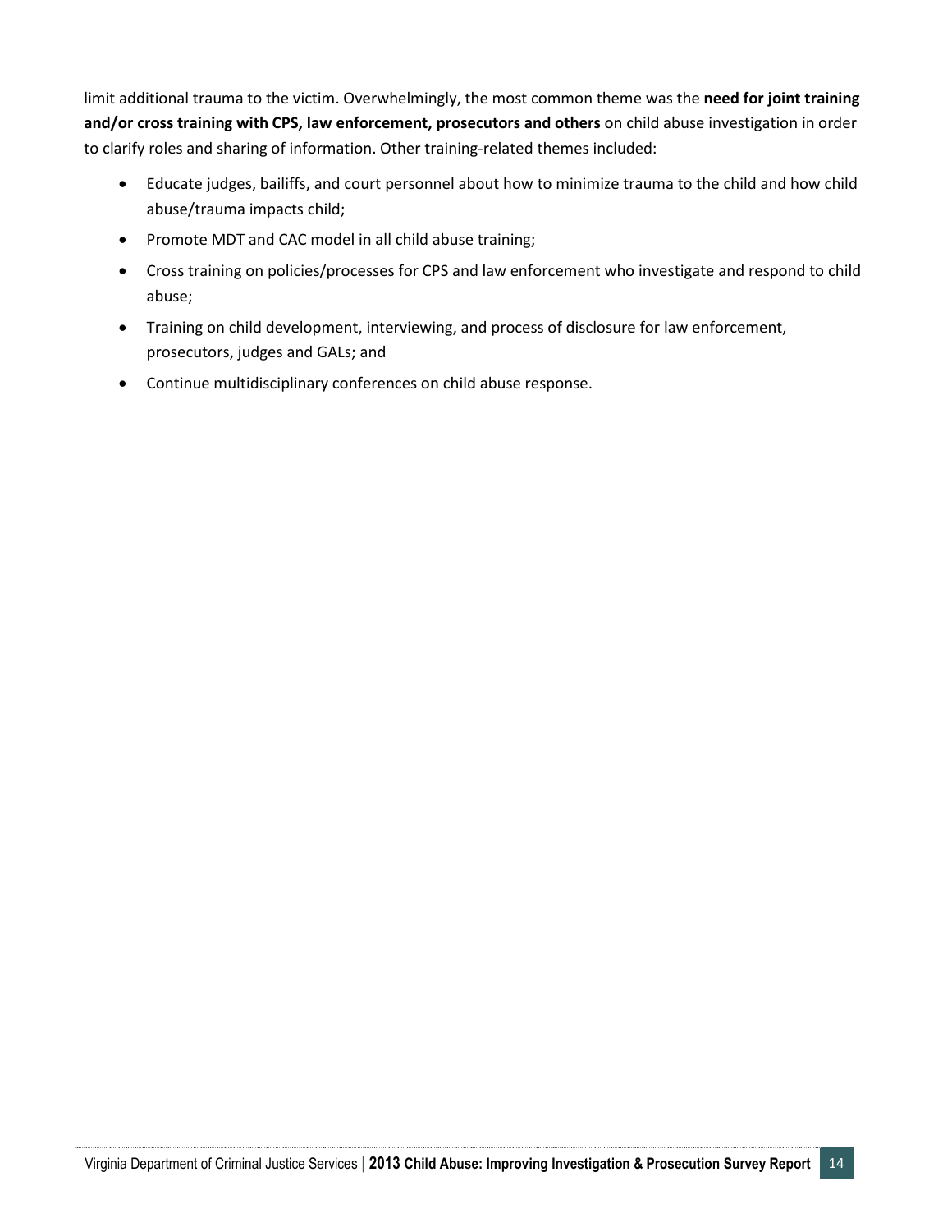limit additional trauma to the victim. Overwhelmingly, the most common theme was the **need for joint training and/or cross training with CPS, law enforcement, prosecutors and others** on child abuse investigation in order to clarify roles and sharing of information. Other training-related themes included:

- Educate judges, bailiffs, and court personnel about how to minimize trauma to the child and how child abuse/trauma impacts child;
- Promote MDT and CAC model in all child abuse training;
- Cross training on policies/processes for CPS and law enforcement who investigate and respond to child abuse;
- Training on child development, interviewing, and process of disclosure for law enforcement, prosecutors, judges and GALs; and
- Continue multidisciplinary conferences on child abuse response.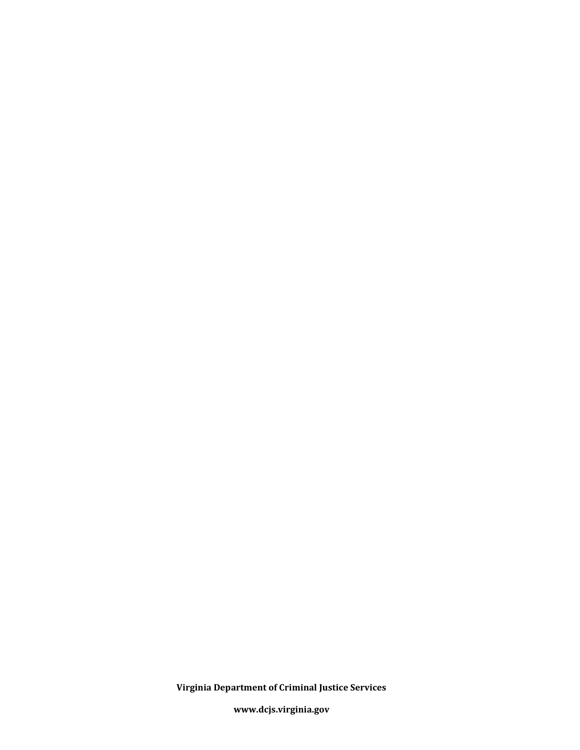**Virginia Department of Criminal Justice Services**

**www.dcjs.virginia.gov**